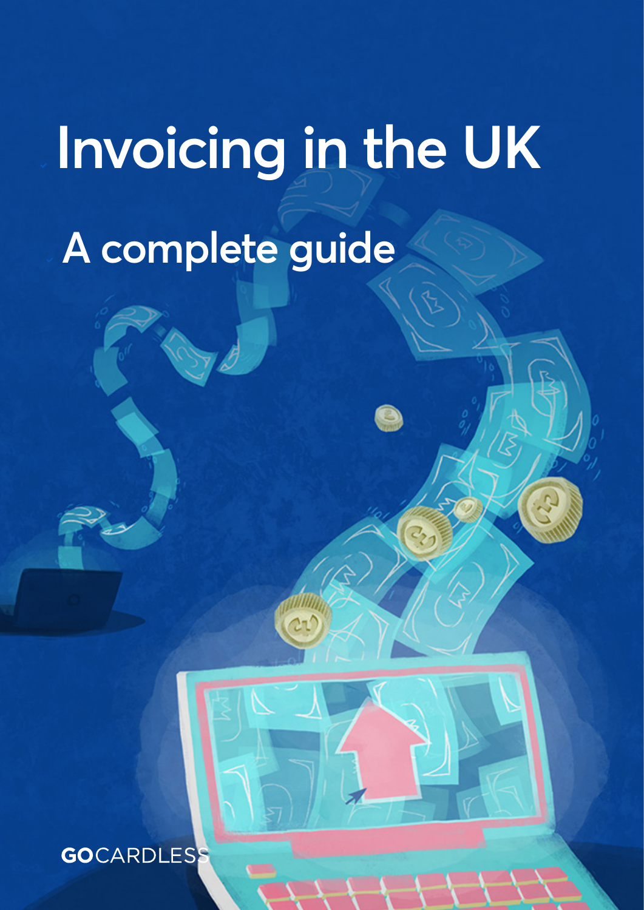# Invoicing in the UK

## A complete guide

GOCARDLESS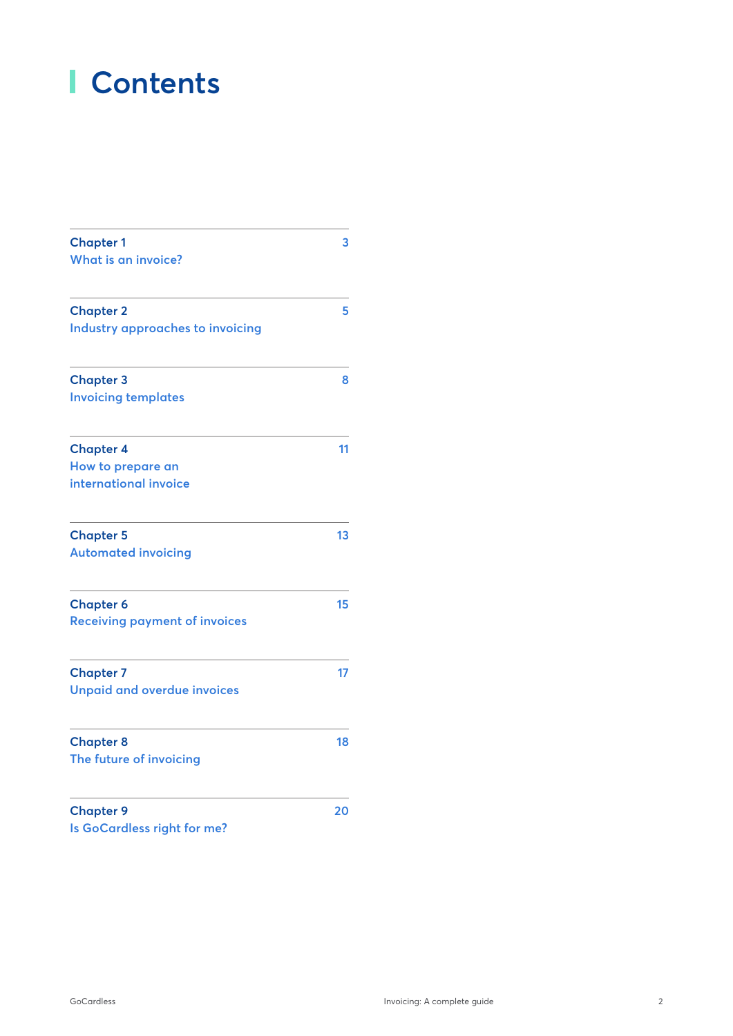# Contents

| | |
|---|---|
| **Chapter 1**<br>What is an invoice? | 3 |
| **Chapter 2**<br>Industry approaches to invoicing | 5 |
| **Chapter 3**<br>Invoicing templates | 8 |
| **Chapter 4**<br>How to prepare an international invoice | 11 |
| **Chapter 5**<br>Automated invoicing | 13 |
| **Chapter 6**<br>Receiving payment of invoices | 15 |
| **Chapter 7**<br>Unpaid and overdue invoices | 17 |
| **Chapter 8**<br>The future of invoicing | 18 |
| **Chapter 9**<br>Is GoCardless right for me? | 20 |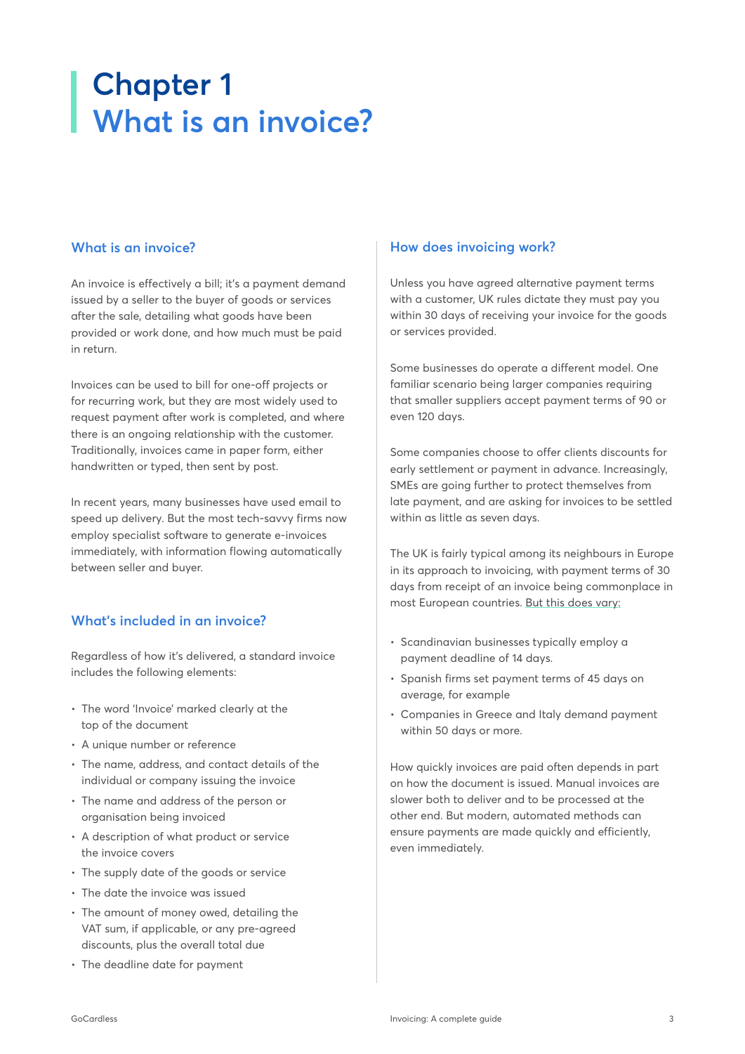# Chapter 1
# What is an invoice?

## What is an invoice?

An invoice is effectively a bill; it's a payment demand issued by a seller to the buyer of goods or services after the sale, detailing what goods have been provided or work done, and how much must be paid in return.

Invoices can be used to bill for one-off projects or for recurring work, but they are most widely used to request payment after work is completed, and where there is an ongoing relationship with the customer. Traditionally, invoices came in paper form, either handwritten or typed, then sent by post.

In recent years, many businesses have used email to speed up delivery. But the most tech-savvy firms now employ specialist software to generate e-invoices immediately, with information flowing automatically between seller and buyer.

## What's included in an invoice?

Regardless of how it's delivered, a standard invoice includes the following elements:

- The word 'Invoice' marked clearly at the top of the document
- A unique number or reference
- The name, address, and contact details of the individual or company issuing the invoice
- The name and address of the person or organisation being invoiced
- A description of what product or service the invoice covers
- The supply date of the goods or service
- The date the invoice was issued
- The amount of money owed, detailing the VAT sum, if applicable, or any pre-agreed discounts, plus the overall total due
- The deadline date for payment

## How does invoicing work?

Unless you have agreed alternative payment terms with a customer, UK rules dictate they must pay you within 30 days of receiving your invoice for the goods or services provided.

Some businesses do operate a different model. One familiar scenario being larger companies requiring that smaller suppliers accept payment terms of 90 or even 120 days.

Some companies choose to offer clients discounts for early settlement or payment in advance. Increasingly, SMEs are going further to protect themselves from late payment, and are asking for invoices to be settled within as little as seven days.

The UK is fairly typical among its neighbours in Europe in its approach to invoicing, with payment terms of 30 days from receipt of an invoice being commonplace in most European countries. But this does vary:

- Scandinavian businesses typically employ a payment deadline of 14 days.
- Spanish firms set payment terms of 45 days on average, for example
- Companies in Greece and Italy demand payment within 50 days or more.

How quickly invoices are paid often depends in part on how the document is issued. Manual invoices are slower both to deliver and to be processed at the other end. But modern, automated methods can ensure payments are made quickly and efficiently, even immediately.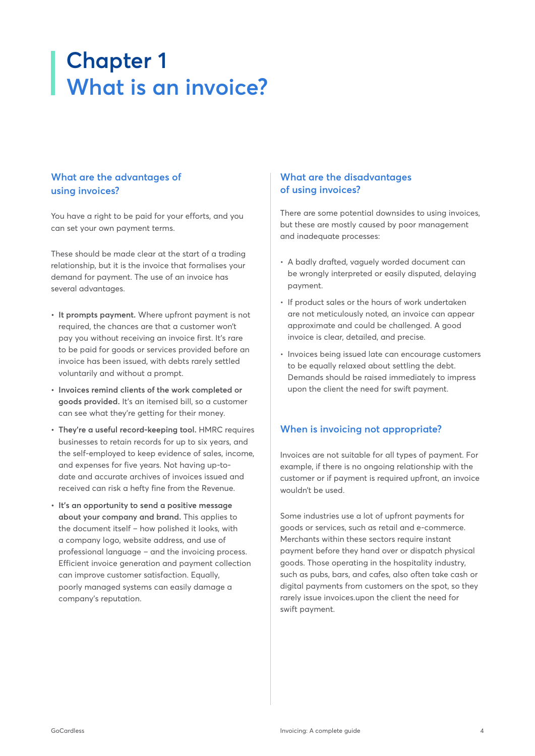# Chapter 1
# What is an invoice?

## What are the advantages of using invoices?

You have a right to be paid for your efforts, and you can set your own payment terms.

These should be made clear at the start of a trading relationship, but it is the invoice that formalises your demand for payment. The use of an invoice has several advantages.

- **It prompts payment.** Where upfront payment is not required, the chances are that a customer won't pay you without receiving an invoice first. It's rare to be paid for goods or services provided before an invoice has been issued, with debts rarely settled voluntarily and without a prompt.
- **Invoices remind clients of the work completed or goods provided.** It's an itemised bill, so a customer can see what they're getting for their money.
- **They're a useful record-keeping tool.** HMRC requires businesses to retain records for up to six years, and the self-employed to keep evidence of sales, income, and expenses for five years. Not having up-to-date and accurate archives of invoices issued and received can risk a hefty fine from the Revenue.
- **It's an opportunity to send a positive message about your company and brand.** This applies to the document itself – how polished it looks, with a company logo, website address, and use of professional language – and the invoicing process. Efficient invoice generation and payment collection can improve customer satisfaction. Equally, poorly managed systems can easily damage a company's reputation.

## What are the disadvantages of using invoices?

There are some potential downsides to using invoices, but these are mostly caused by poor management and inadequate processes:

- A badly drafted, vaguely worded document can be wrongly interpreted or easily disputed, delaying payment.
- If product sales or the hours of work undertaken are not meticulously noted, an invoice can appear approximate and could be challenged. A good invoice is clear, detailed, and precise.
- Invoices being issued late can encourage customers to be equally relaxed about settling the debt. Demands should be raised immediately to impress upon the client the need for swift payment.

## When is invoicing not appropriate?

Invoices are not suitable for all types of payment. For example, if there is no ongoing relationship with the customer or if payment is required upfront, an invoice wouldn't be used.

Some industries use a lot of upfront payments for goods or services, such as retail and e-commerce. Merchants within these sectors require instant payment before they hand over or dispatch physical goods. Those operating in the hospitality industry, such as pubs, bars, and cafes, also often take cash or digital payments from customers on the spot, so they rarely issue invoices.upon the client the need for swift payment.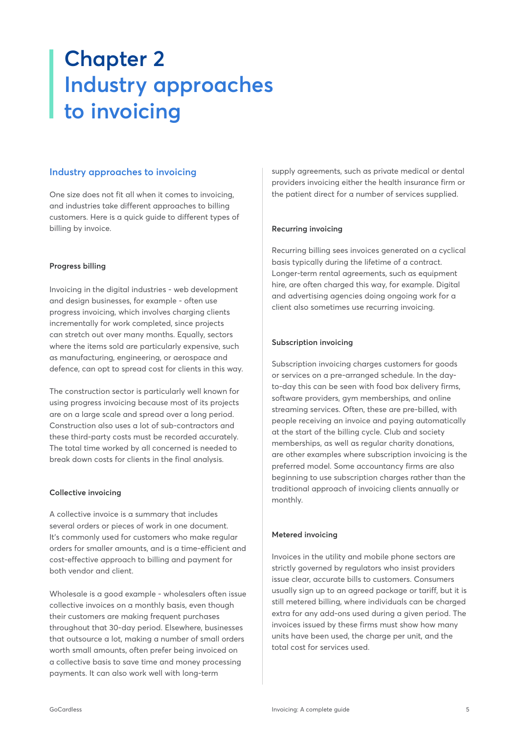# Chapter 2 Industry approaches to invoicing

## Industry approaches to invoicing

One size does not fit all when it comes to invoicing, and industries take different approaches to billing customers. Here is a quick guide to different types of billing by invoice.

### Progress billing

Invoicing in the digital industries - web development and design businesses, for example - often use progress invoicing, which involves charging clients incrementally for work completed, since projects can stretch out over many months. Equally, sectors where the items sold are particularly expensive, such as manufacturing, engineering, or aerospace and defence, can opt to spread cost for clients in this way.

The construction sector is particularly well known for using progress invoicing because most of its projects are on a large scale and spread over a long period. Construction also uses a lot of sub-contractors and these third-party costs must be recorded accurately. The total time worked by all concerned is needed to break down costs for clients in the final analysis.

### Collective invoicing

A collective invoice is a summary that includes several orders or pieces of work in one document. It's commonly used for customers who make regular orders for smaller amounts, and is a time-efficient and cost-effective approach to billing and payment for both vendor and client.

Wholesale is a good example - wholesalers often issue collective invoices on a monthly basis, even though their customers are making frequent purchases throughout that 30-day period. Elsewhere, businesses that outsource a lot, making a number of small orders worth small amounts, often prefer being invoiced on a collective basis to save time and money processing payments. It can also work well with long-term supply agreements, such as private medical or dental providers invoicing either the health insurance firm or the patient direct for a number of services supplied.

### Recurring invoicing

Recurring billing sees invoices generated on a cyclical basis typically during the lifetime of a contract. Longer-term rental agreements, such as equipment hire, are often charged this way, for example. Digital and advertising agencies doing ongoing work for a client also sometimes use recurring invoicing.

### Subscription invoicing

Subscription invoicing charges customers for goods or services on a pre-arranged schedule. In the day-to-day this can be seen with food box delivery firms, software providers, gym memberships, and online streaming services. Often, these are pre-billed, with people receiving an invoice and paying automatically at the start of the billing cycle. Club and society memberships, as well as regular charity donations, are other examples where subscription invoicing is the preferred model. Some accountancy firms are also beginning to use subscription charges rather than the traditional approach of invoicing clients annually or monthly.

### Metered invoicing

Invoices in the utility and mobile phone sectors are strictly governed by regulators who insist providers issue clear, accurate bills to customers. Consumers usually sign up to an agreed package or tariff, but it is still metered billing, where individuals can be charged extra for any add-ons used during a given period. The invoices issued by these firms must show how many units have been used, the charge per unit, and the total cost for services used.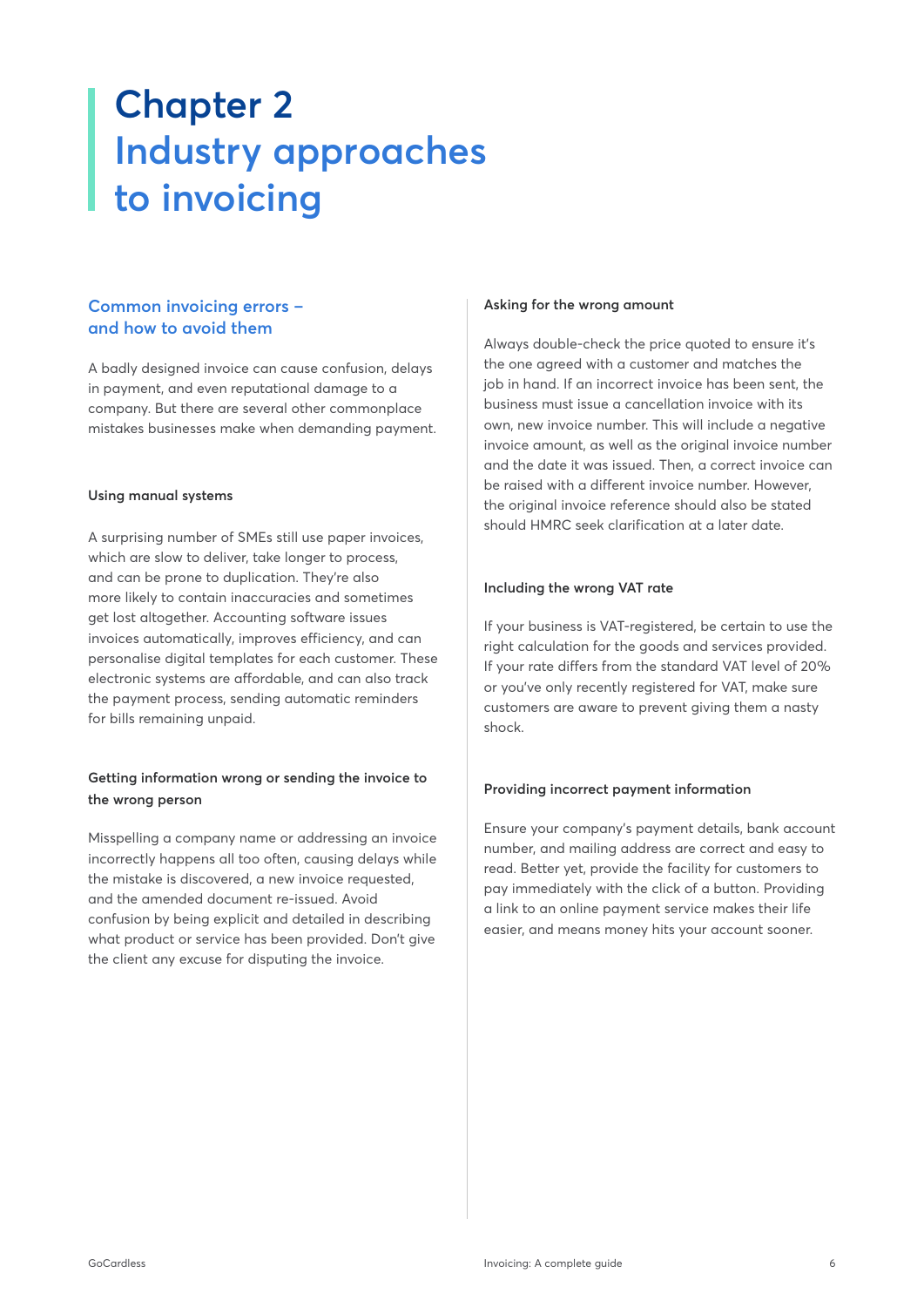# Chapter 2
# Industry approaches to invoicing

## Common invoicing errors – and how to avoid them

A badly designed invoice can cause confusion, delays in payment, and even reputational damage to a company. But there are several other commonplace mistakes businesses make when demanding payment.

### Using manual systems

A surprising number of SMEs still use paper invoices, which are slow to deliver, take longer to process, and can be prone to duplication. They're also more likely to contain inaccuracies and sometimes get lost altogether. Accounting software issues invoices automatically, improves efficiency, and can personalise digital templates for each customer. These electronic systems are affordable, and can also track the payment process, sending automatic reminders for bills remaining unpaid.

### Getting information wrong or sending the invoice to the wrong person

Misspelling a company name or addressing an invoice incorrectly happens all too often, causing delays while the mistake is discovered, a new invoice requested, and the amended document re-issued. Avoid confusion by being explicit and detailed in describing what product or service has been provided. Don't give the client any excuse for disputing the invoice.

### Asking for the wrong amount

Always double-check the price quoted to ensure it's the one agreed with a customer and matches the job in hand. If an incorrect invoice has been sent, the business must issue a cancellation invoice with its own, new invoice number. This will include a negative invoice amount, as well as the original invoice number and the date it was issued. Then, a correct invoice can be raised with a different invoice number. However, the original invoice reference should also be stated should HMRC seek clarification at a later date.

### Including the wrong VAT rate

If your business is VAT-registered, be certain to use the right calculation for the goods and services provided. If your rate differs from the standard VAT level of 20% or you've only recently registered for VAT, make sure customers are aware to prevent giving them a nasty shock.

### Providing incorrect payment information

Ensure your company's payment details, bank account number, and mailing address are correct and easy to read. Better yet, provide the facility for customers to pay immediately with the click of a button. Providing a link to an online payment service makes their life easier, and means money hits your account sooner.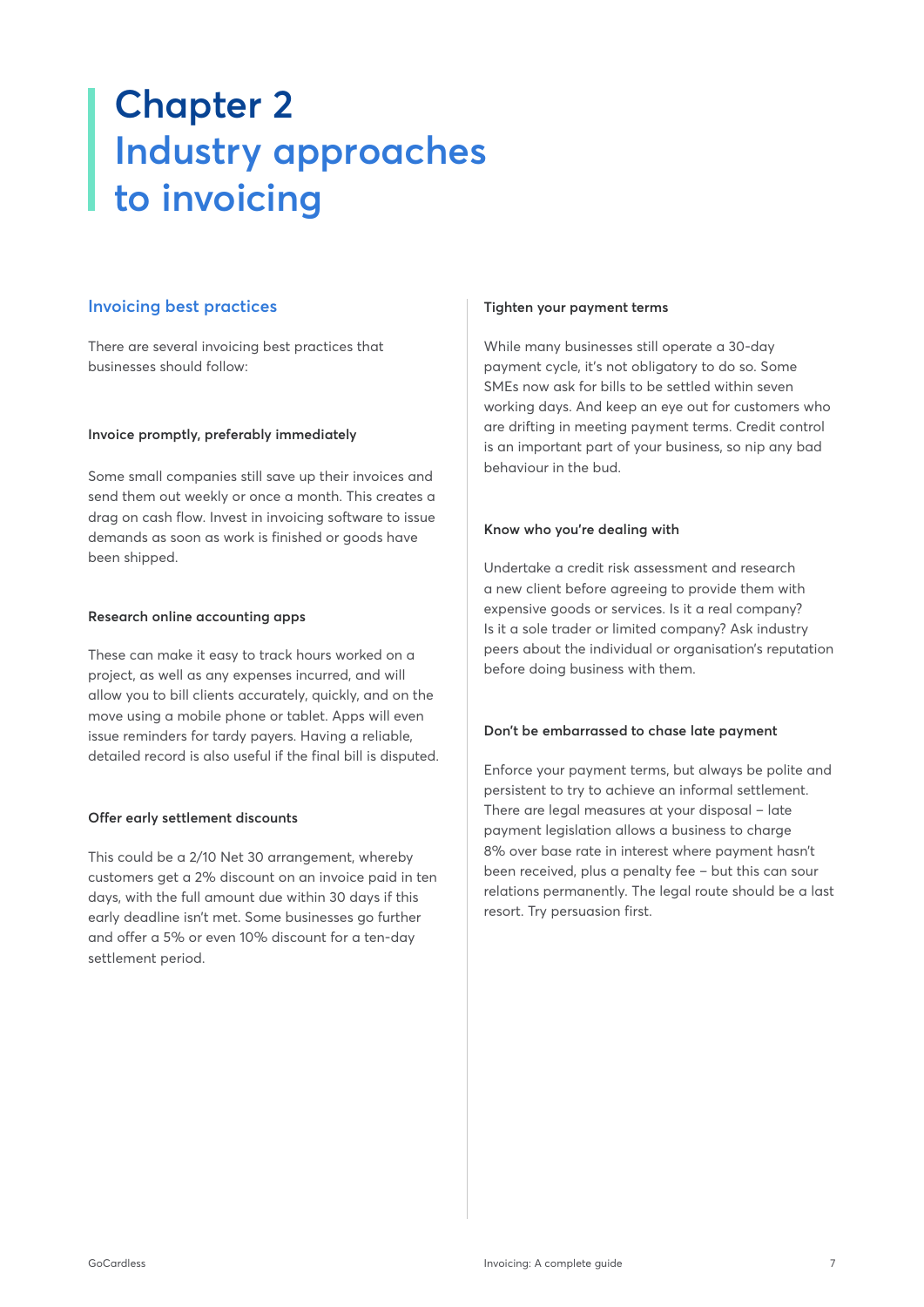# Chapter 2
# Industry approaches to invoicing

## Invoicing best practices

There are several invoicing best practices that businesses should follow:

### Invoice promptly, preferably immediately

Some small companies still save up their invoices and send them out weekly or once a month. This creates a drag on cash flow. Invest in invoicing software to issue demands as soon as work is finished or goods have been shipped.

### Research online accounting apps

These can make it easy to track hours worked on a project, as well as any expenses incurred, and will allow you to bill clients accurately, quickly, and on the move using a mobile phone or tablet. Apps will even issue reminders for tardy payers. Having a reliable, detailed record is also useful if the final bill is disputed.

### Offer early settlement discounts

This could be a 2/10 Net 30 arrangement, whereby customers get a 2% discount on an invoice paid in ten days, with the full amount due within 30 days if this early deadline isn't met. Some businesses go further and offer a 5% or even 10% discount for a ten-day settlement period.

### Tighten your payment terms

While many businesses still operate a 30-day payment cycle, it's not obligatory to do so. Some SMEs now ask for bills to be settled within seven working days. And keep an eye out for customers who are drifting in meeting payment terms. Credit control is an important part of your business, so nip any bad behaviour in the bud.

### Know who you're dealing with

Undertake a credit risk assessment and research a new client before agreeing to provide them with expensive goods or services. Is it a real company? Is it a sole trader or limited company? Ask industry peers about the individual or organisation's reputation before doing business with them.

### Don't be embarrassed to chase late payment

Enforce your payment terms, but always be polite and persistent to try to achieve an informal settlement. There are legal measures at your disposal – late payment legislation allows a business to charge 8% over base rate in interest where payment hasn't been received, plus a penalty fee – but this can sour relations permanently. The legal route should be a last resort. Try persuasion first.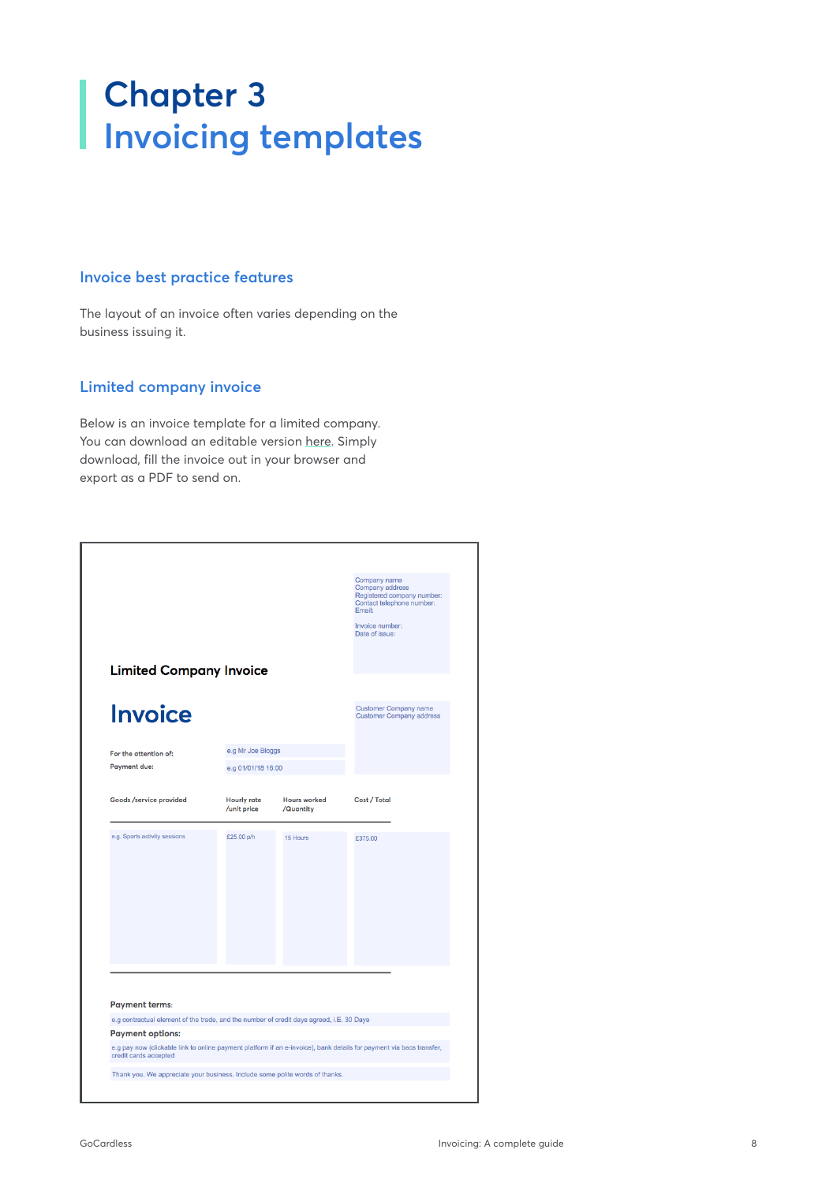# Chapter 3
# Invoicing templates

## Invoice best practice features

The layout of an invoice often varies depending on the business issuing it.

## Limited company invoice

Below is an invoice template for a limited company. You can download an editable version here. Simply download, fill the invoice out in your browser and export as a PDF to send on.

Company name
Company address
Registered company number:
Contact telephone number:
Email:

Invoice number:
Date of issue:

**Limited Company Invoice**

# Invoice

Customer Company name
Customer Company address

**For the attention of:** e.g Mr Joe Bloggs

**Payment due:** e.g 01/01/18 18:00

| Goods /service provided | Hourly rate /unit price | Hours worked /Quantity | Cost / Total |
|---|---|---|---|
| e.g. Sports activity sessions | £25.00 p/h | 15 Hours | £375.00 |

**Payment terms:**

e.g contractual element of the trade, and the number of credit days agreed, I.E. 30 Days

**Payment options:**

e.g pay now (clickable link to online payment platform if an e-invoice), bank details for payment via bacs transfer, credit cards accepted

Thank you. We appreciate your business. Include some polite words of thanks.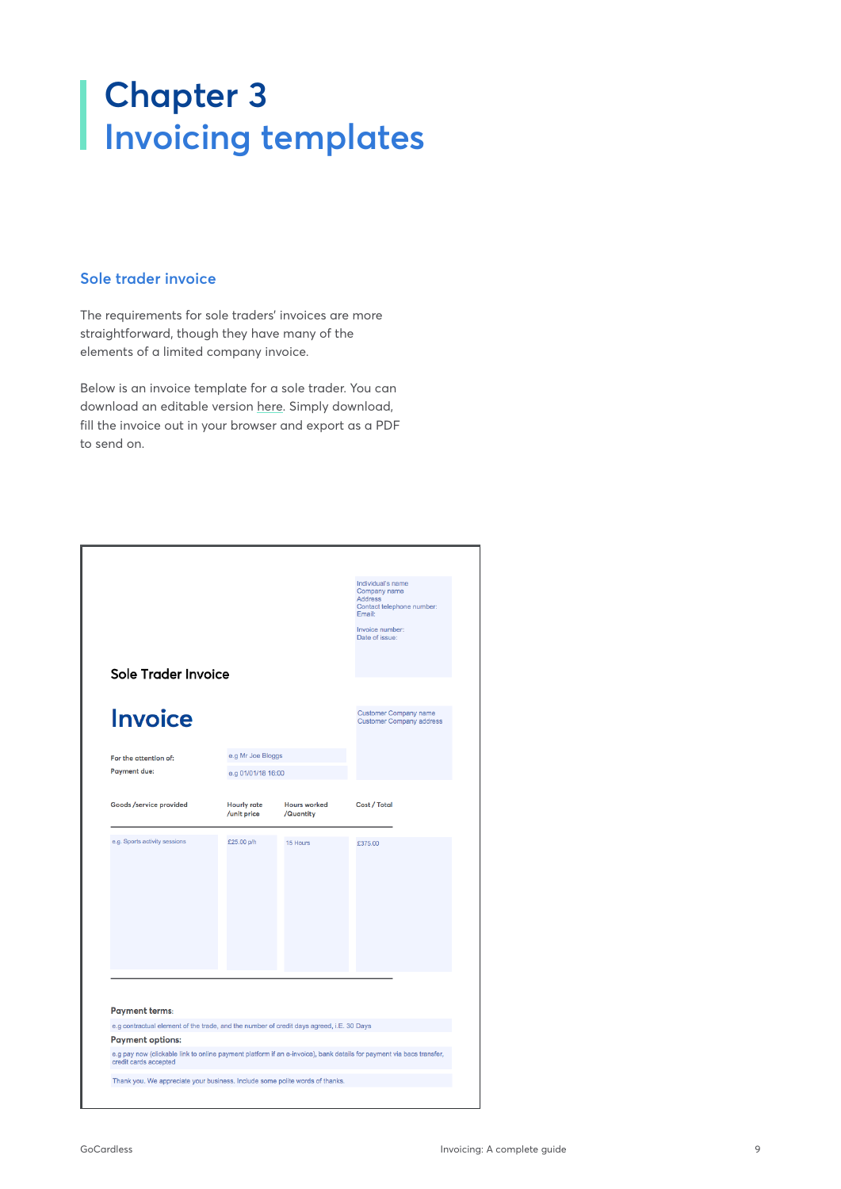# Chapter 3
# Invoicing templates

## Sole trader invoice

The requirements for sole traders' invoices are more straightforward, though they have many of the elements of a limited company invoice.

Below is an invoice template for a sole trader. You can download an editable version here. Simply download, fill the invoice out in your browser and export as a PDF to send on.

Individual's name
Company name
Address
Contact telephone number:
Email:

Invoice number:
Date of issue:

**Sole Trader Invoice**

## Invoice

Customer Company name
Customer Company address

For the attention of: e.g Mr Joe Bloggs

Payment due: e.g 01/01/18 16:00

| Goods /service provided | Hourly rate /unit price | Hours worked /Quantity | Cost / Total |
|---|---|---|---|
| e.g. Sports activity sessions | £25.00 p/h | 15 Hours | £375.00 |

**Payment terms:**

e.g contractual element of the trade, and the number of credit days agreed, i.E. 30 Days

**Payment options:**

e.g pay now (clickable link to online payment platform if an e-invoice), bank details for payment via bacs transfer, credit cards accepted

Thank you. We appreciate your business. Include some polite words of thanks.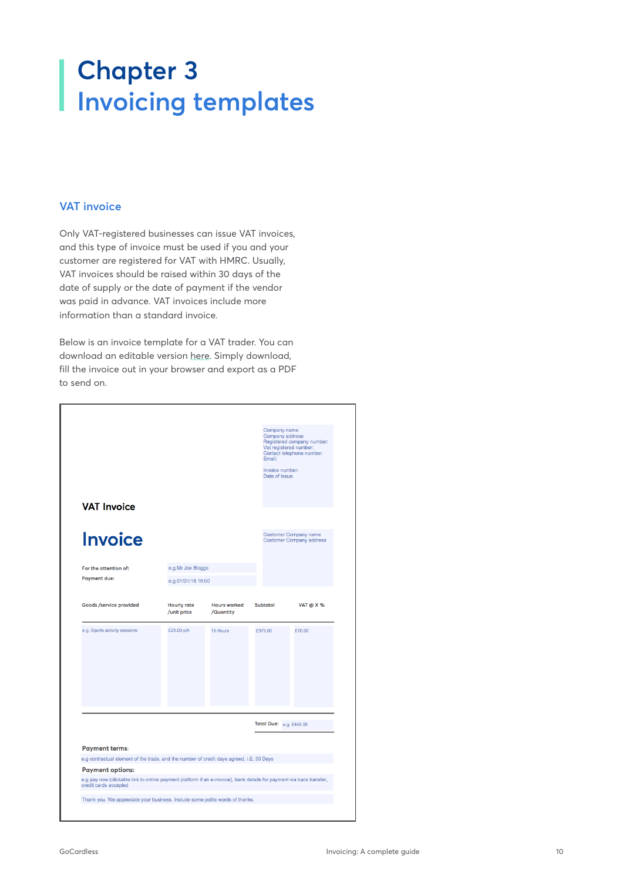# Chapter 3
# Invoicing templates

## VAT invoice

Only VAT-registered businesses can issue VAT invoices, and this type of invoice must be used if you and your customer are registered for VAT with HMRC. Usually, VAT invoices should be raised within 30 days of the date of supply or the date of payment if the vendor was paid in advance. VAT invoices include more information than a standard invoice.

Below is an invoice template for a VAT trader. You can download an editable version here. Simply download, fill the invoice out in your browser and export as a PDF to send on.

Company name
Company address
Registered company number:
Vat registered number:
Contact telephone number:
Email:

Invoice number:
Date of issue:

**VAT Invoice**

# Invoice

Customer Company name
Customer Company address

For the attention of: e.g Mr Joe Bloggs

Payment due: e.g 01/01/18 16:00

| Goods /service provided | Hourly rate /unit price | Hours worked /Quantity | Subtotal | VAT @ X % |
|---|---|---|---|---|
| e.g. Sports activity sessions | £25.00 p/h | 15 Hours | £375.00 | £70.00 |

Total Due: e.g. £445.00

**Payment terms**:

e.g contractual element of the trade, and the number of credit days agreed, I.E. 30 Days

**Payment options:**

e.g pay now (clickable link to online payment platform if an e-invoice), bank details for payment via bacs transfer, credit cards accepted

Thank you. We appreciate your business. Include some polite words of thanks.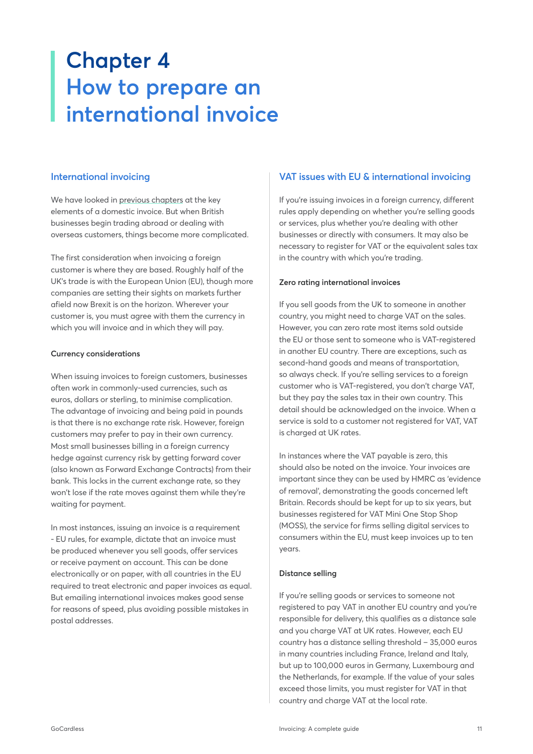# Chapter 4
# How to prepare an international invoice

## International invoicing

We have looked in previous chapters at the key elements of a domestic invoice. But when British businesses begin trading abroad or dealing with overseas customers, things become more complicated.

The first consideration when invoicing a foreign customer is where they are based. Roughly half of the UK's trade is with the European Union (EU), though more companies are setting their sights on markets further afield now Brexit is on the horizon. Wherever your customer is, you must agree with them the currency in which you will invoice and in which they will pay.

### Currency considerations

When issuing invoices to foreign customers, businesses often work in commonly-used currencies, such as euros, dollars or sterling, to minimise complication. The advantage of invoicing and being paid in pounds is that there is no exchange rate risk. However, foreign customers may prefer to pay in their own currency. Most small businesses billing in a foreign currency hedge against currency risk by getting forward cover (also known as Forward Exchange Contracts) from their bank. This locks in the current exchange rate, so they won't lose if the rate moves against them while they're waiting for payment.

In most instances, issuing an invoice is a requirement - EU rules, for example, dictate that an invoice must be produced whenever you sell goods, offer services or receive payment on account. This can be done electronically or on paper, with all countries in the EU required to treat electronic and paper invoices as equal. But emailing international invoices makes good sense for reasons of speed, plus avoiding possible mistakes in postal addresses.

## VAT issues with EU & international invoicing

If you're issuing invoices in a foreign currency, different rules apply depending on whether you're selling goods or services, plus whether you're dealing with other businesses or directly with consumers. It may also be necessary to register for VAT or the equivalent sales tax in the country with which you're trading.

### Zero rating international invoices

If you sell goods from the UK to someone in another country, you might need to charge VAT on the sales. However, you can zero rate most items sold outside the EU or those sent to someone who is VAT-registered in another EU country. There are exceptions, such as second-hand goods and means of transportation, so always check. If you're selling services to a foreign customer who is VAT-registered, you don't charge VAT, but they pay the sales tax in their own country. This detail should be acknowledged on the invoice. When a service is sold to a customer not registered for VAT, VAT is charged at UK rates.

In instances where the VAT payable is zero, this should also be noted on the invoice. Your invoices are important since they can be used by HMRC as 'evidence of removal', demonstrating the goods concerned left Britain. Records should be kept for up to six years, but businesses registered for VAT Mini One Stop Shop (MOSS), the service for firms selling digital services to consumers within the EU, must keep invoices up to ten years.

### Distance selling

If you're selling goods or services to someone not registered to pay VAT in another EU country and you're responsible for delivery, this qualifies as a distance sale and you charge VAT at UK rates. However, each EU country has a distance selling threshold – 35,000 euros in many countries including France, Ireland and Italy, but up to 100,000 euros in Germany, Luxembourg and the Netherlands, for example. If the value of your sales exceed those limits, you must register for VAT in that country and charge VAT at the local rate.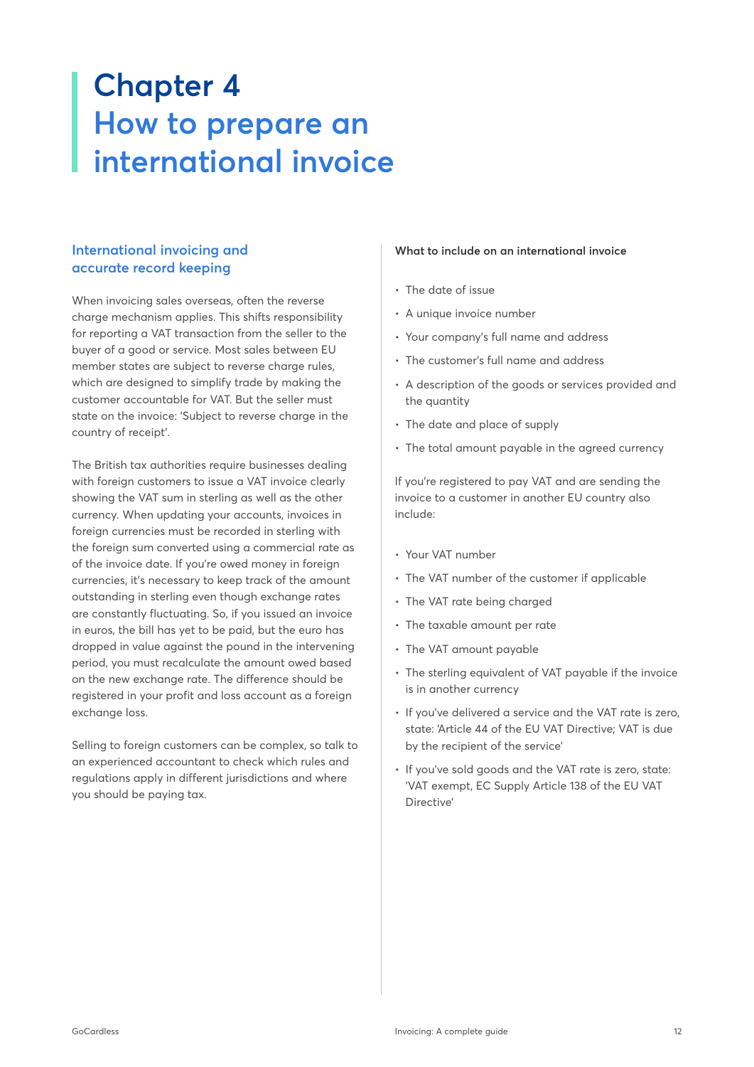# Chapter 4 How to prepare an international invoice

## International invoicing and accurate record keeping

When invoicing sales overseas, often the reverse charge mechanism applies. This shifts responsibility for reporting a VAT transaction from the seller to the buyer of a good or service. Most sales between EU member states are subject to reverse charge rules, which are designed to simplify trade by making the customer accountable for VAT. But the seller must state on the invoice: 'Subject to reverse charge in the country of receipt'.

The British tax authorities require businesses dealing with foreign customers to issue a VAT invoice clearly showing the VAT sum in sterling as well as the other currency. When updating your accounts, invoices in foreign currencies must be recorded in sterling with the foreign sum converted using a commercial rate as of the invoice date. If you're owed money in foreign currencies, it's necessary to keep track of the amount outstanding in sterling even though exchange rates are constantly fluctuating. So, if you issued an invoice in euros, the bill has yet to be paid, but the euro has dropped in value against the pound in the intervening period, you must recalculate the amount owed based on the new exchange rate. The difference should be registered in your profit and loss account as a foreign exchange loss.

Selling to foreign customers can be complex, so talk to an experienced accountant to check which rules and regulations apply in different jurisdictions and where you should be paying tax.

**What to include on an international invoice**

- The date of issue
- A unique invoice number
- Your company's full name and address
- The customer's full name and address
- A description of the goods or services provided and the quantity
- The date and place of supply
- The total amount payable in the agreed currency

If you're registered to pay VAT and are sending the invoice to a customer in another EU country also include:

- Your VAT number
- The VAT number of the customer if applicable
- The VAT rate being charged
- The taxable amount per rate
- The VAT amount payable
- The sterling equivalent of VAT payable if the invoice is in another currency
- If you've delivered a service and the VAT rate is zero, state: 'Article 44 of the EU VAT Directive; VAT is due by the recipient of the service'
- If you've sold goods and the VAT rate is zero, state: 'VAT exempt, EC Supply Article 138 of the EU VAT Directive'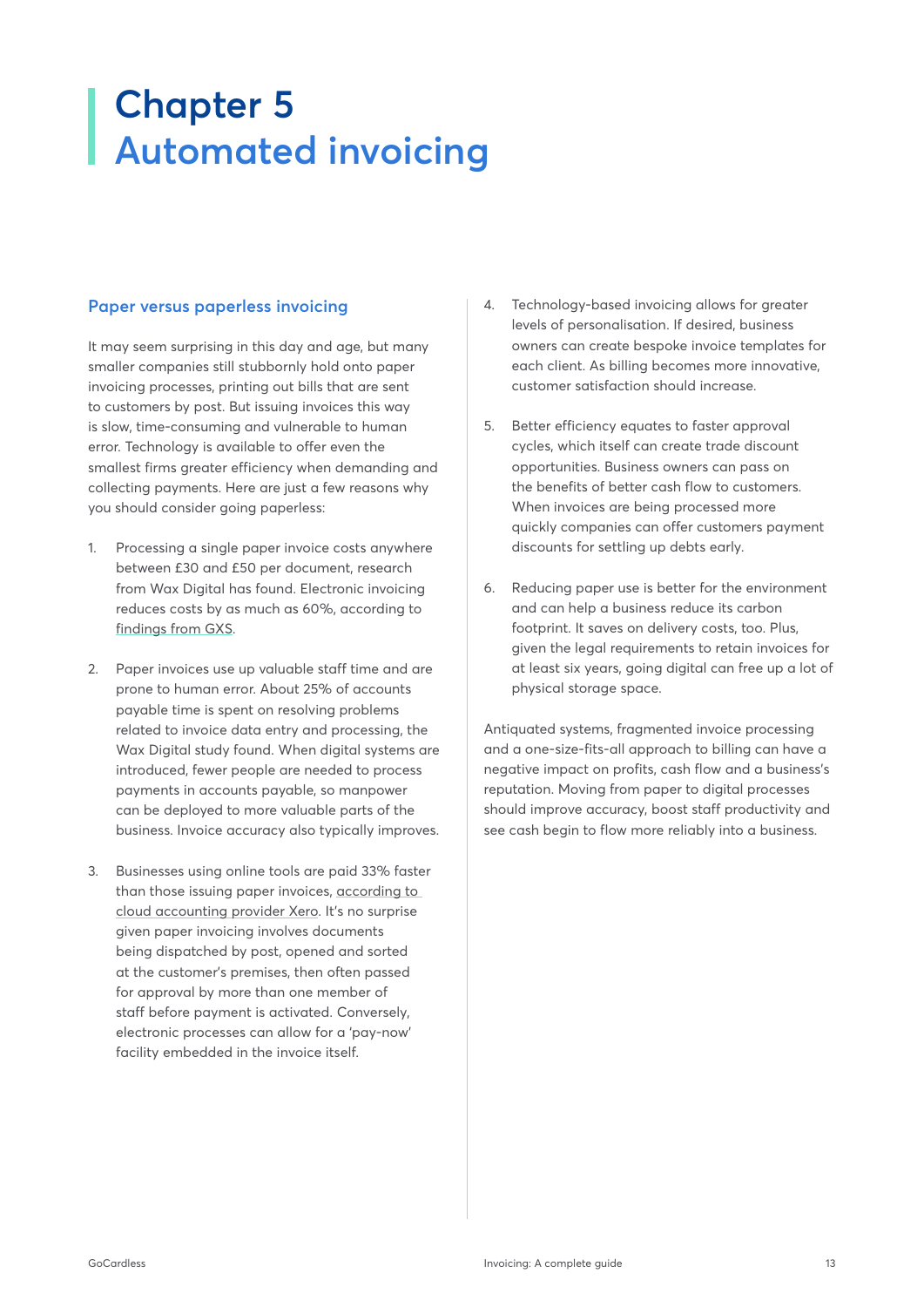# Chapter 5
# Automated invoicing

## Paper versus paperless invoicing

It may seem surprising in this day and age, but many smaller companies still stubbornly hold onto paper invoicing processes, printing out bills that are sent to customers by post. But issuing invoices this way is slow, time-consuming and vulnerable to human error. Technology is available to offer even the smallest firms greater efficiency when demanding and collecting payments. Here are just a few reasons why you should consider going paperless:

1. Processing a single paper invoice costs anywhere between £30 and £50 per document, research from Wax Digital has found. Electronic invoicing reduces costs by as much as 60%, according to findings from GXS.

2. Paper invoices use up valuable staff time and are prone to human error. About 25% of accounts payable time is spent on resolving problems related to invoice data entry and processing, the Wax Digital study found. When digital systems are introduced, fewer people are needed to process payments in accounts payable, so manpower can be deployed to more valuable parts of the business. Invoice accuracy also typically improves.

3. Businesses using online tools are paid 33% faster than those issuing paper invoices, according to cloud accounting provider Xero. It's no surprise given paper invoicing involves documents being dispatched by post, opened and sorted at the customer's premises, then often passed for approval by more than one member of staff before payment is activated. Conversely, electronic processes can allow for a 'pay-now' facility embedded in the invoice itself.

4. Technology-based invoicing allows for greater levels of personalisation. If desired, business owners can create bespoke invoice templates for each client. As billing becomes more innovative, customer satisfaction should increase.

5. Better efficiency equates to faster approval cycles, which itself can create trade discount opportunities. Business owners can pass on the benefits of better cash flow to customers. When invoices are being processed more quickly companies can offer customers payment discounts for settling up debts early.

6. Reducing paper use is better for the environment and can help a business reduce its carbon footprint. It saves on delivery costs, too. Plus, given the legal requirements to retain invoices for at least six years, going digital can free up a lot of physical storage space.

Antiquated systems, fragmented invoice processing and a one-size-fits-all approach to billing can have a negative impact on profits, cash flow and a business's reputation. Moving from paper to digital processes should improve accuracy, boost staff productivity and see cash begin to flow more reliably into a business.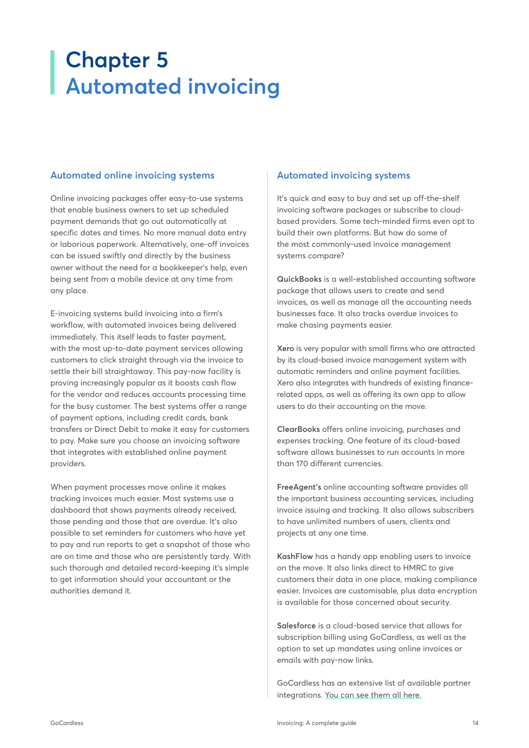# Chapter 5
# Automated invoicing

### Automated online invoicing systems

Online invoicing packages offer easy-to-use systems that enable business owners to set up scheduled payment demands that go out automatically at specific dates and times. No more manual data entry or laborious paperwork. Alternatively, one-off invoices can be issued swiftly and directly by the business owner without the need for a bookkeeper's help, even being sent from a mobile device at any time from any place.

E-invoicing systems build invoicing into a firm's workflow, with automated invoices being delivered immediately. This itself leads to faster payment, with the most up-to-date payment services allowing customers to click straight through via the invoice to settle their bill straightaway. This pay-now facility is proving increasingly popular as it boosts cash flow for the vendor and reduces accounts processing time for the busy customer. The best systems offer a range of payment options, including credit cards, bank transfers or Direct Debit to make it easy for customers to pay. Make sure you choose an invoicing software that integrates with established online payment providers.

When payment processes move online it makes tracking invoices much easier. Most systems use a dashboard that shows payments already received, those pending and those that are overdue. It's also possible to set reminders for customers who have yet to pay and run reports to get a snapshot of those who are on time and those who are persistently tardy. With such thorough and detailed record-keeping it's simple to get information should your accountant or the authorities demand it.

### Automated invoicing systems

It's quick and easy to buy and set up off-the-shelf invoicing software packages or subscribe to cloud-based providers. Some tech-minded firms even opt to build their own platforms. But how do some of the most commonly-used invoice management systems compare?

**QuickBooks** is a well-established accounting software package that allows users to create and send invoices, as well as manage all the accounting needs businesses face. It also tracks overdue invoices to make chasing payments easier.

**Xero** is very popular with small firms who are attracted by its cloud-based invoice management system with automatic reminders and online payment facilities. Xero also integrates with hundreds of existing finance-related apps, as well as offering its own app to allow users to do their accounting on the move.

**ClearBooks** offers online invoicing, purchases and expenses tracking. One feature of its cloud-based software allows businesses to run accounts in more than 170 different currencies.

**FreeAgent's** online accounting software provides all the important business accounting services, including invoice issuing and tracking. It also allows subscribers to have unlimited numbers of users, clients and projects at any one time.

**KashFlow** has a handy app enabling users to invoice on the move. It also links direct to HMRC to give customers their data in one place, making compliance easier. Invoices are customisable, plus data encryption is available for those concerned about security.

**Salesforce** is a cloud-based service that allows for subscription billing using GoCardless, as well as the option to set up mandates using online invoices or emails with pay-now links.

GoCardless has an extensive list of available partner integrations. You can see them all here.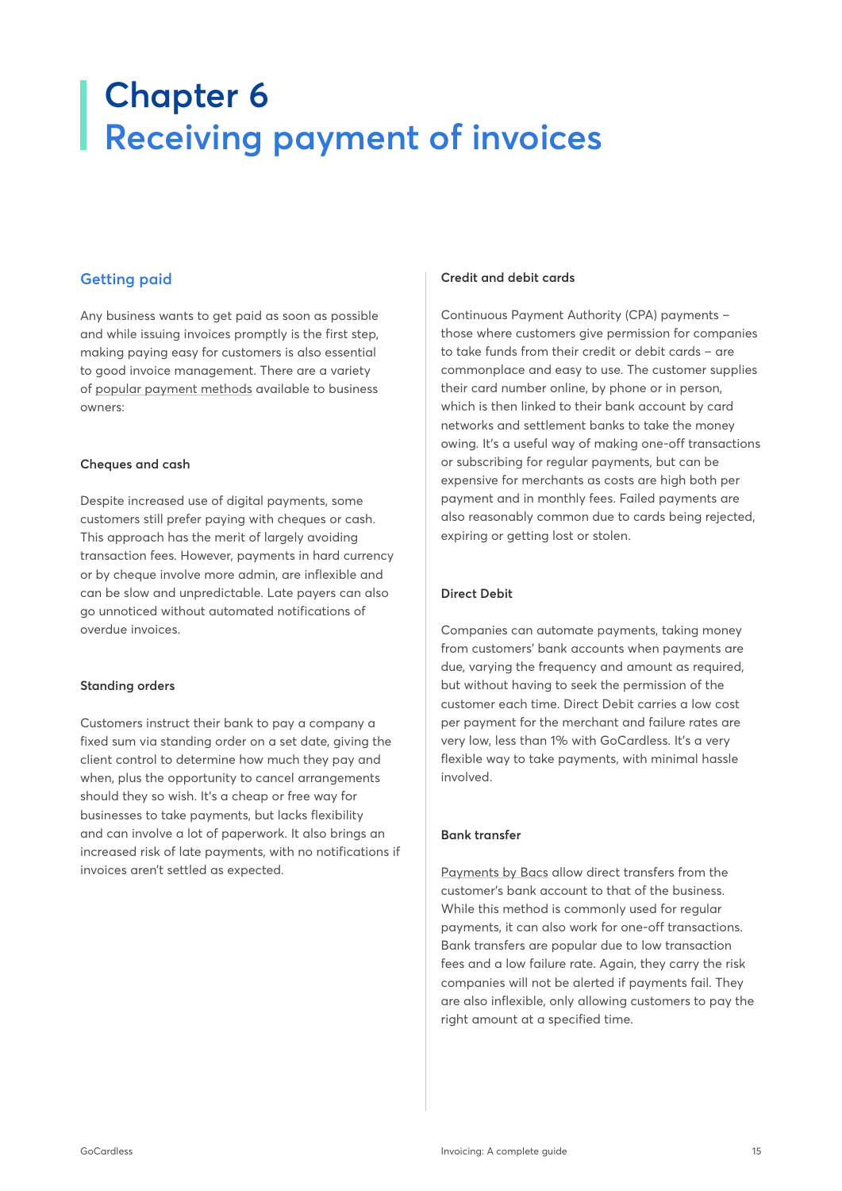# Chapter 6
# Receiving payment of invoices

## Getting paid

Any business wants to get paid as soon as possible and while issuing invoices promptly is the first step, making paying easy for customers is also essential to good invoice management. There are a variety of popular payment methods available to business owners:

### Cheques and cash

Despite increased use of digital payments, some customers still prefer paying with cheques or cash. This approach has the merit of largely avoiding transaction fees. However, payments in hard currency or by cheque involve more admin, are inflexible and can be slow and unpredictable. Late payers can also go unnoticed without automated notifications of overdue invoices.

### Standing orders

Customers instruct their bank to pay a company a fixed sum via standing order on a set date, giving the client control to determine how much they pay and when, plus the opportunity to cancel arrangements should they so wish. It's a cheap or free way for businesses to take payments, but lacks flexibility and can involve a lot of paperwork. It also brings an increased risk of late payments, with no notifications if invoices aren't settled as expected.

### Credit and debit cards

Continuous Payment Authority (CPA) payments – those where customers give permission for companies to take funds from their credit or debit cards – are commonplace and easy to use. The customer supplies their card number online, by phone or in person, which is then linked to their bank account by card networks and settlement banks to take the money owing. It's a useful way of making one-off transactions or subscribing for regular payments, but can be expensive for merchants as costs are high both per payment and in monthly fees. Failed payments are also reasonably common due to cards being rejected, expiring or getting lost or stolen.

### Direct Debit

Companies can automate payments, taking money from customers' bank accounts when payments are due, varying the frequency and amount as required, but without having to seek the permission of the customer each time. Direct Debit carries a low cost per payment for the merchant and failure rates are very low, less than 1% with GoCardless. It's a very flexible way to take payments, with minimal hassle involved.

### Bank transfer

Payments by Bacs allow direct transfers from the customer's bank account to that of the business. While this method is commonly used for regular payments, it can also work for one-off transactions. Bank transfers are popular due to low transaction fees and a low failure rate. Again, they carry the risk companies will not be alerted if payments fail. They are also inflexible, only allowing customers to pay the right amount at a specified time.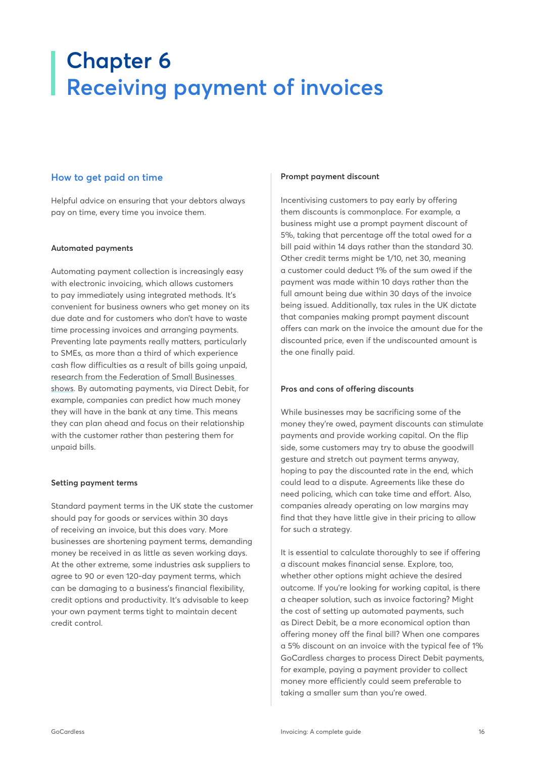# Chapter 6
# Receiving payment of invoices

## How to get paid on time

Helpful advice on ensuring that your debtors always pay on time, every time you invoice them.

### Automated payments

Automating payment collection is increasingly easy with electronic invoicing, which allows customers to pay immediately using integrated methods. It's convenient for business owners who get money on its due date and for customers who don't have to waste time processing invoices and arranging payments. Preventing late payments really matters, particularly to SMEs, as more than a third of which experience cash flow difficulties as a result of bills going unpaid, research from the Federation of Small Businesses shows. By automating payments, via Direct Debit, for example, companies can predict how much money they will have in the bank at any time. This means they can plan ahead and focus on their relationship with the customer rather than pestering them for unpaid bills.

### Setting payment terms

Standard payment terms in the UK state the customer should pay for goods or services within 30 days of receiving an invoice, but this does vary. More businesses are shortening payment terms, demanding money be received in as little as seven working days. At the other extreme, some industries ask suppliers to agree to 90 or even 120-day payment terms, which can be damaging to a business's financial flexibility, credit options and productivity. It's advisable to keep your own payment terms tight to maintain decent credit control.

### Prompt payment discount

Incentivising customers to pay early by offering them discounts is commonplace. For example, a business might use a prompt payment discount of 5%, taking that percentage off the total owed for a bill paid within 14 days rather than the standard 30. Other credit terms might be 1/10, net 30, meaning a customer could deduct 1% of the sum owed if the payment was made within 10 days rather than the full amount being due within 30 days of the invoice being issued. Additionally, tax rules in the UK dictate that companies making prompt payment discount offers can mark on the invoice the amount due for the discounted price, even if the undiscounted amount is the one finally paid.

### Pros and cons of offering discounts

While businesses may be sacrificing some of the money they're owed, payment discounts can stimulate payments and provide working capital. On the flip side, some customers may try to abuse the goodwill gesture and stretch out payment terms anyway, hoping to pay the discounted rate in the end, which could lead to a dispute. Agreements like these do need policing, which can take time and effort. Also, companies already operating on low margins may find that they have little give in their pricing to allow for such a strategy.

It is essential to calculate thoroughly to see if offering a discount makes financial sense. Explore, too, whether other options might achieve the desired outcome. If you're looking for working capital, is there a cheaper solution, such as invoice factoring? Might the cost of setting up automated payments, such as Direct Debit, be a more economical option than offering money off the final bill? When one compares a 5% discount on an invoice with the typical fee of 1% GoCardless charges to process Direct Debit payments, for example, paying a payment provider to collect money more efficiently could seem preferable to taking a smaller sum than you're owed.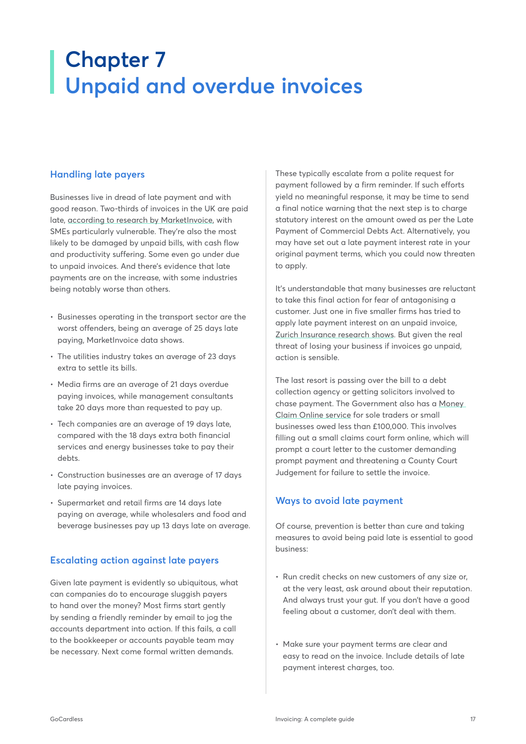# Chapter 7
# Unpaid and overdue invoices

## Handling late payers

Businesses live in dread of late payment and with good reason. Two-thirds of invoices in the UK are paid late, according to research by MarketInvoice, with SMEs particularly vulnerable. They're also the most likely to be damaged by unpaid bills, with cash flow and productivity suffering. Some even go under due to unpaid invoices. And there's evidence that late payments are on the increase, with some industries being notably worse than others.

- Businesses operating in the transport sector are the worst offenders, being an average of 25 days late paying, MarketInvoice data shows.
- The utilities industry takes an average of 23 days extra to settle its bills.
- Media firms are an average of 21 days overdue paying invoices, while management consultants take 20 days more than requested to pay up.
- Tech companies are an average of 19 days late, compared with the 18 days extra both financial services and energy businesses take to pay their debts.
- Construction businesses are an average of 17 days late paying invoices.
- Supermarket and retail firms are 14 days late paying on average, while wholesalers and food and beverage businesses pay up 13 days late on average.

## Escalating action against late payers

Given late payment is evidently so ubiquitous, what can companies do to encourage sluggish payers to hand over the money? Most firms start gently by sending a friendly reminder by email to jog the accounts department into action. If this fails, a call to the bookkeeper or accounts payable team may be necessary. Next come formal written demands.

These typically escalate from a polite request for payment followed by a firm reminder. If such efforts yield no meaningful response, it may be time to send a final notice warning that the next step is to charge statutory interest on the amount owed as per the Late Payment of Commercial Debts Act. Alternatively, you may have set out a late payment interest rate in your original payment terms, which you could now threaten to apply.

It's understandable that many businesses are reluctant to take this final action for fear of antagonising a customer. Just one in five smaller firms has tried to apply late payment interest on an unpaid invoice, Zurich Insurance research shows. But given the real threat of losing your business if invoices go unpaid, action is sensible.

The last resort is passing over the bill to a debt collection agency or getting solicitors involved to chase payment. The Government also has a Money Claim Online service for sole traders or small businesses owed less than £100,000. This involves filling out a small claims court form online, which will prompt a court letter to the customer demanding prompt payment and threatening a County Court Judgement for failure to settle the invoice.

## Ways to avoid late payment

Of course, prevention is better than cure and taking measures to avoid being paid late is essential to good business:

- Run credit checks on new customers of any size or, at the very least, ask around about their reputation. And always trust your gut. If you don't have a good feeling about a customer, don't deal with them.
- Make sure your payment terms are clear and easy to read on the invoice. Include details of late payment interest charges, too.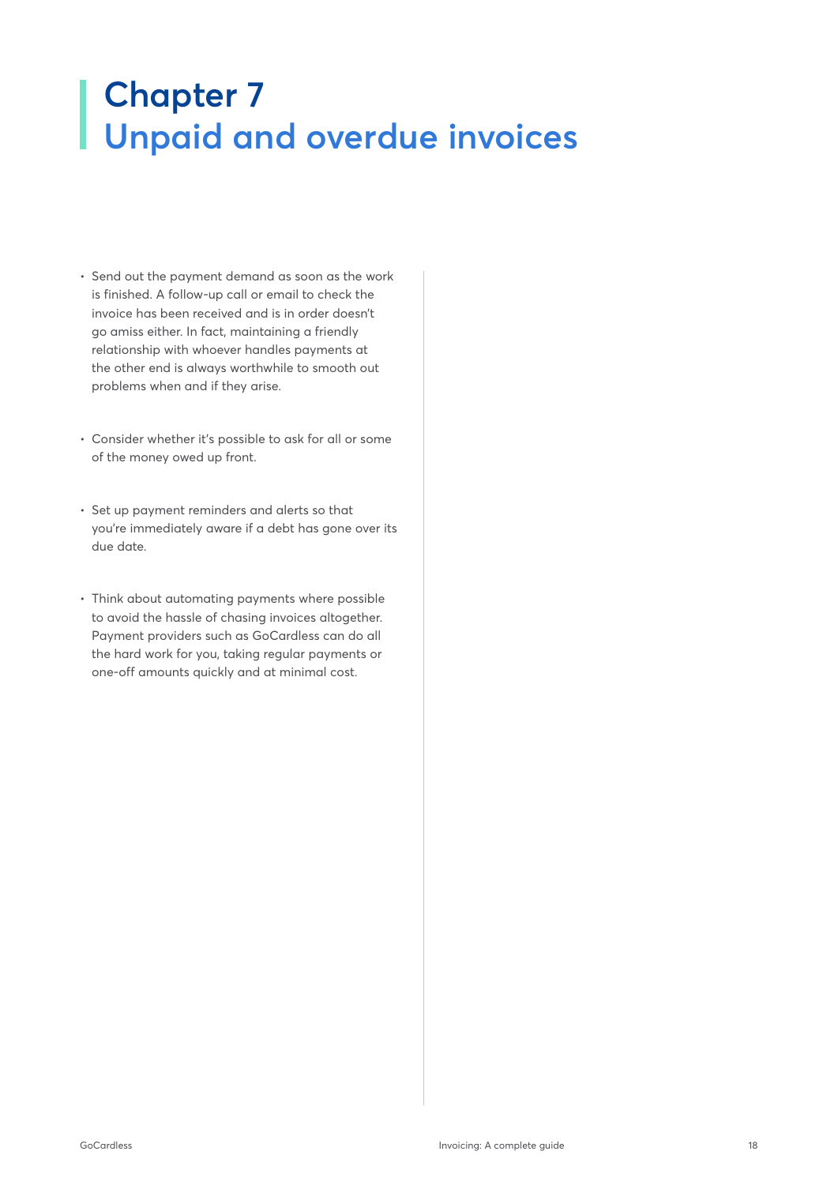# Chapter 7
# Unpaid and overdue invoices

- Send out the payment demand as soon as the work is finished. A follow-up call or email to check the invoice has been received and is in order doesn't go amiss either. In fact, maintaining a friendly relationship with whoever handles payments at the other end is always worthwhile to smooth out problems when and if they arise.

- Consider whether it's possible to ask for all or some of the money owed up front.

- Set up payment reminders and alerts so that you're immediately aware if a debt has gone over its due date.

- Think about automating payments where possible to avoid the hassle of chasing invoices altogether. Payment providers such as GoCardless can do all the hard work for you, taking regular payments or one-off amounts quickly and at minimal cost.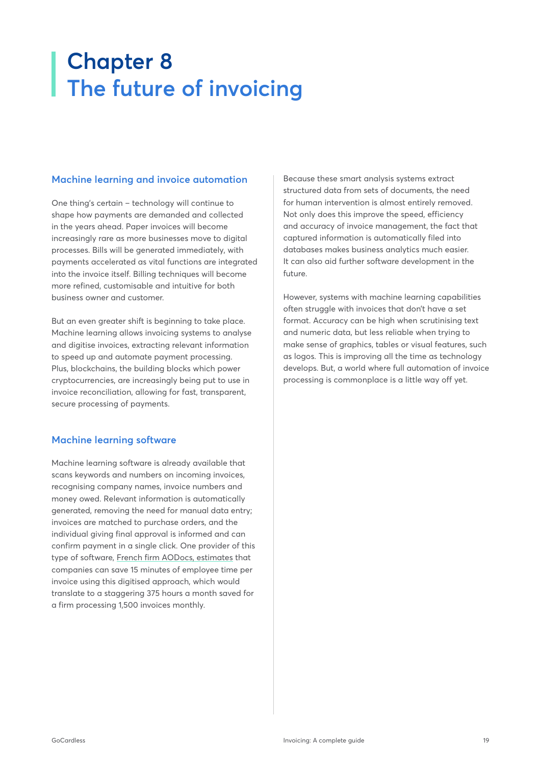# Chapter 8
# The future of invoicing

## Machine learning and invoice automation

One thing's certain – technology will continue to shape how payments are demanded and collected in the years ahead. Paper invoices will become increasingly rare as more businesses move to digital processes. Bills will be generated immediately, with payments accelerated as vital functions are integrated into the invoice itself. Billing techniques will become more refined, customisable and intuitive for both business owner and customer.

But an even greater shift is beginning to take place. Machine learning allows invoicing systems to analyse and digitise invoices, extracting relevant information to speed up and automate payment processing. Plus, blockchains, the building blocks which power cryptocurrencies, are increasingly being put to use in invoice reconciliation, allowing for fast, transparent, secure processing of payments.

## Machine learning software

Machine learning software is already available that scans keywords and numbers on incoming invoices, recognising company names, invoice numbers and money owed. Relevant information is automatically generated, removing the need for manual data entry; invoices are matched to purchase orders, and the individual giving final approval is informed and can confirm payment in a single click. One provider of this type of software, French firm AODocs, estimates that companies can save 15 minutes of employee time per invoice using this digitised approach, which would translate to a staggering 375 hours a month saved for a firm processing 1,500 invoices monthly.

Because these smart analysis systems extract structured data from sets of documents, the need for human intervention is almost entirely removed. Not only does this improve the speed, efficiency and accuracy of invoice management, the fact that captured information is automatically filed into databases makes business analytics much easier. It can also aid further software development in the future.

However, systems with machine learning capabilities often struggle with invoices that don't have a set format. Accuracy can be high when scrutinising text and numeric data, but less reliable when trying to make sense of graphics, tables or visual features, such as logos. This is improving all the time as technology develops. But, a world where full automation of invoice processing is commonplace is a little way off yet.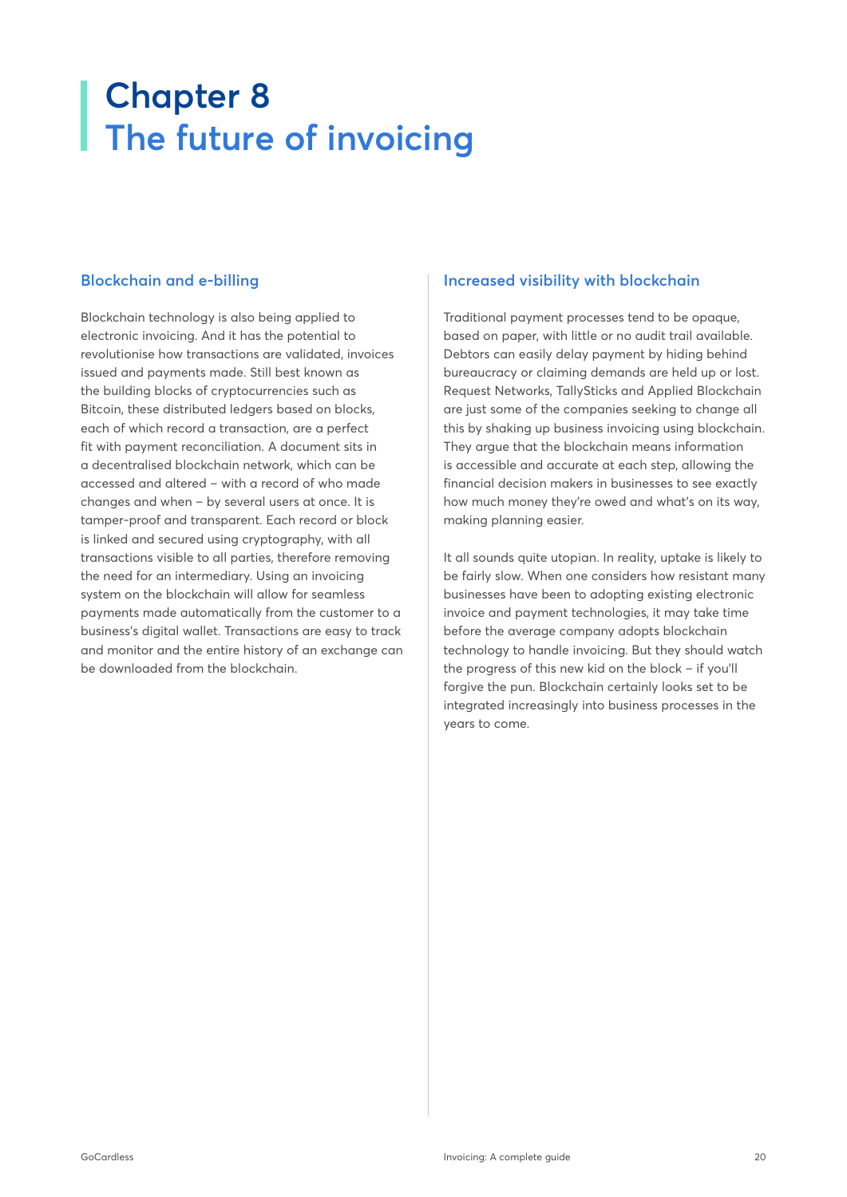# Chapter 8
# The future of invoicing

## Blockchain and e-billing

Blockchain technology is also being applied to electronic invoicing. And it has the potential to revolutionise how transactions are validated, invoices issued and payments made. Still best known as the building blocks of cryptocurrencies such as Bitcoin, these distributed ledgers based on blocks, each of which record a transaction, are a perfect fit with payment reconciliation. A document sits in a decentralised blockchain network, which can be accessed and altered – with a record of who made changes and when – by several users at once. It is tamper-proof and transparent. Each record or block is linked and secured using cryptography, with all transactions visible to all parties, therefore removing the need for an intermediary. Using an invoicing system on the blockchain will allow for seamless payments made automatically from the customer to a business's digital wallet. Transactions are easy to track and monitor and the entire history of an exchange can be downloaded from the blockchain.

## Increased visibility with blockchain

Traditional payment processes tend to be opaque, based on paper, with little or no audit trail available. Debtors can easily delay payment by hiding behind bureaucracy or claiming demands are held up or lost. Request Networks, TallySticks and Applied Blockchain are just some of the companies seeking to change all this by shaking up business invoicing using blockchain. They argue that the blockchain means information is accessible and accurate at each step, allowing the financial decision makers in businesses to see exactly how much money they're owed and what's on its way, making planning easier.

It all sounds quite utopian. In reality, uptake is likely to be fairly slow. When one considers how resistant many businesses have been to adopting existing electronic invoice and payment technologies, it may take time before the average company adopts blockchain technology to handle invoicing. But they should watch the progress of this new kid on the block – if you'll forgive the pun. Blockchain certainly looks set to be integrated increasingly into business processes in the years to come.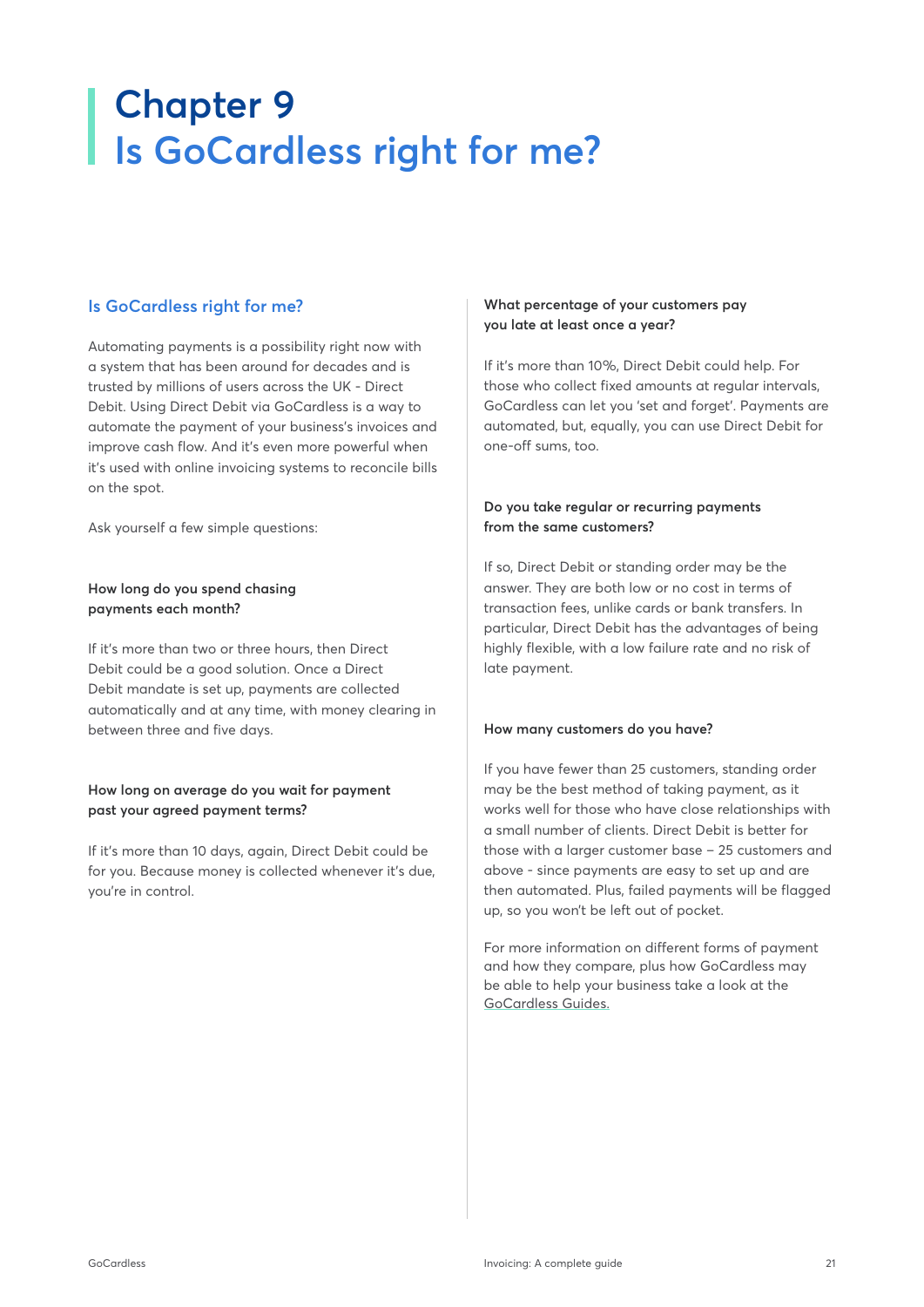# Chapter 9
# Is GoCardless right for me?

## Is GoCardless right for me?

Automating payments is a possibility right now with a system that has been around for decades and is trusted by millions of users across the UK - Direct Debit. Using Direct Debit via GoCardless is a way to automate the payment of your business's invoices and improve cash flow. And it's even more powerful when it's used with online invoicing systems to reconcile bills on the spot.

Ask yourself a few simple questions:

**How long do you spend chasing payments each month?**

If it's more than two or three hours, then Direct Debit could be a good solution. Once a Direct Debit mandate is set up, payments are collected automatically and at any time, with money clearing in between three and five days.

**How long on average do you wait for payment past your agreed payment terms?**

If it's more than 10 days, again, Direct Debit could be for you. Because money is collected whenever it's due, you're in control.

**What percentage of your customers pay you late at least once a year?**

If it's more than 10%, Direct Debit could help. For those who collect fixed amounts at regular intervals, GoCardless can let you 'set and forget'. Payments are automated, but, equally, you can use Direct Debit for one-off sums, too.

**Do you take regular or recurring payments from the same customers?**

If so, Direct Debit or standing order may be the answer. They are both low or no cost in terms of transaction fees, unlike cards or bank transfers. In particular, Direct Debit has the advantages of being highly flexible, with a low failure rate and no risk of late payment.

**How many customers do you have?**

If you have fewer than 25 customers, standing order may be the best method of taking payment, as it works well for those who have close relationships with a small number of clients. Direct Debit is better for those with a larger customer base – 25 customers and above - since payments are easy to set up and are then automated. Plus, failed payments will be flagged up, so you won't be left out of pocket.

For more information on different forms of payment and how they compare, plus how GoCardless may be able to help your business take a look at the GoCardless Guides.